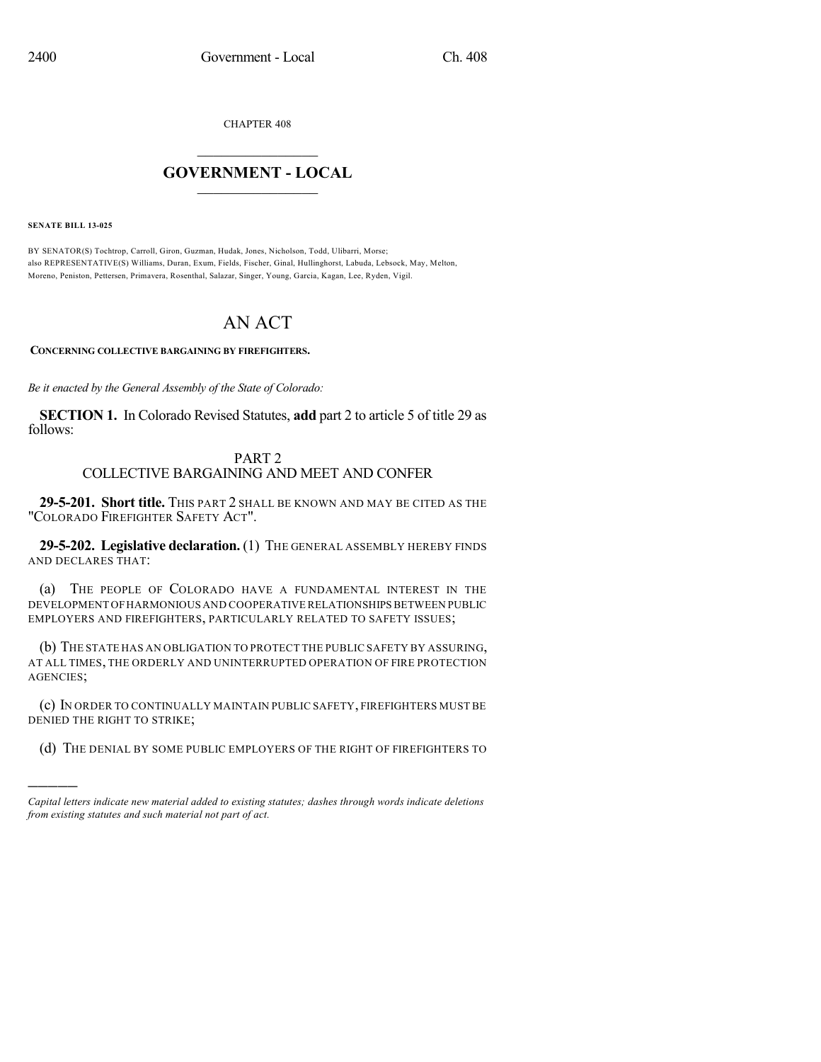CHAPTER 408

# GOVERNMENT - LOCAL

**SENATE BILL 13-025**

BY SENATOR(S) Tochtrop, Carroll, Giron, Guzman, Hudak, Jones, Nicholson, Todd, Ulibarri, Morse;
also REPRESENTATIVE(S) Williams, Duran, Exum, Fields, Fischer, Ginal, Hullinghorst, Labuda, Lebsock, May, Melton, Moreno, Peniston, Pettersen, Primavera, Rosenthal, Salazar, Singer, Young, Garcia, Kagan, Lee, Ryden, Vigil.

# AN ACT

**CONCERNING COLLECTIVE BARGAINING BY FIREFIGHTERS.**

*Be it enacted by the General Assembly of the State of Colorado:*

**SECTION 1.** In Colorado Revised Statutes, **add** part 2 to article 5 of title 29 as follows:

## PART 2
## COLLECTIVE BARGAINING AND MEET AND CONFER

**29-5-201. Short title.** THIS PART 2 SHALL BE KNOWN AND MAY BE CITED AS THE "COLORADO FIREFIGHTER SAFETY ACT".

**29-5-202. Legislative declaration.** (1) THE GENERAL ASSEMBLY HEREBY FINDS AND DECLARES THAT:

(a) THE PEOPLE OF COLORADO HAVE A FUNDAMENTAL INTEREST IN THE DEVELOPMENT OF HARMONIOUS AND COOPERATIVE RELATIONSHIPS BETWEEN PUBLIC EMPLOYERS AND FIREFIGHTERS, PARTICULARLY RELATED TO SAFETY ISSUES;

(b) THE STATE HAS AN OBLIGATION TO PROTECT THE PUBLIC SAFETY BY ASSURING, AT ALL TIMES, THE ORDERLY AND UNINTERRUPTED OPERATION OF FIRE PROTECTION AGENCIES;

(c) IN ORDER TO CONTINUALLY MAINTAIN PUBLIC SAFETY, FIREFIGHTERS MUST BE DENIED THE RIGHT TO STRIKE;

(d) THE DENIAL BY SOME PUBLIC EMPLOYERS OF THE RIGHT OF FIREFIGHTERS TO

*Capital letters indicate new material added to existing statutes; dashes through words indicate deletions from existing statutes and such material not part of act.*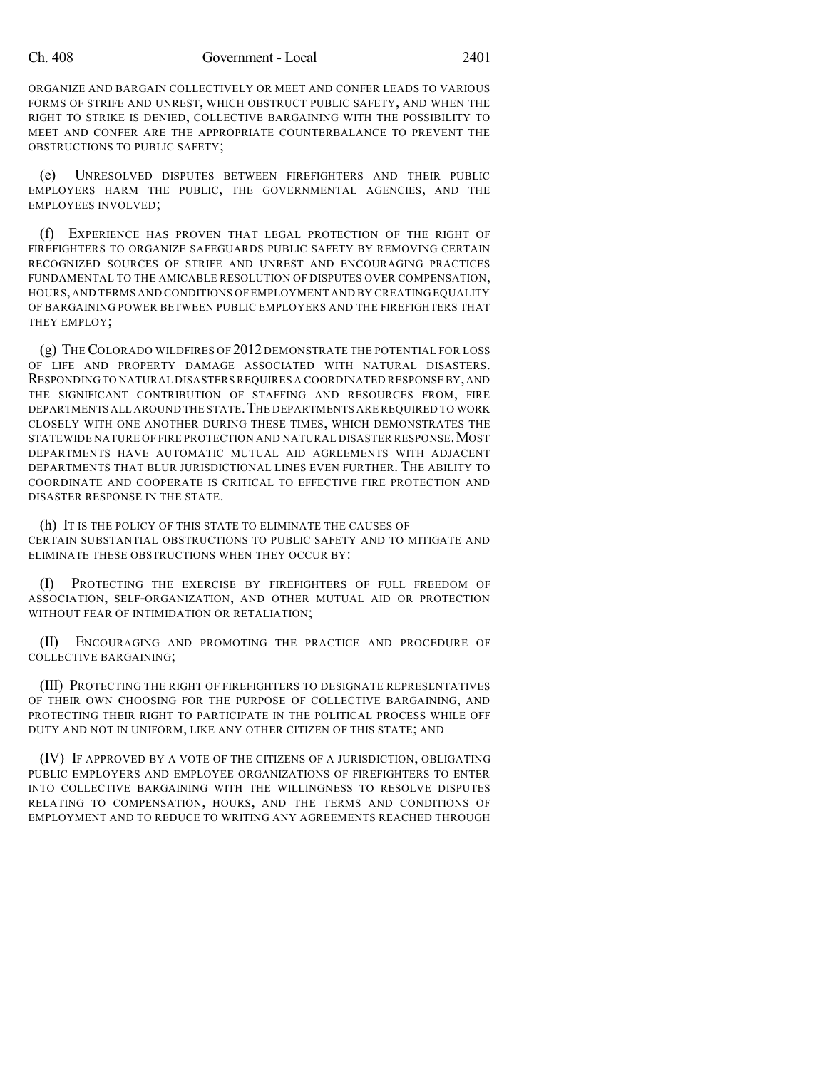ORGANIZE AND BARGAIN COLLECTIVELY OR MEET AND CONFER LEADS TO VARIOUS FORMS OF STRIFE AND UNREST, WHICH OBSTRUCT PUBLIC SAFETY, AND WHEN THE RIGHT TO STRIKE IS DENIED, COLLECTIVE BARGAINING WITH THE POSSIBILITY TO MEET AND CONFER ARE THE APPROPRIATE COUNTERBALANCE TO PREVENT THE OBSTRUCTIONS TO PUBLIC SAFETY;

(e) UNRESOLVED DISPUTES BETWEEN FIREFIGHTERS AND THEIR PUBLIC EMPLOYERS HARM THE PUBLIC, THE GOVERNMENTAL AGENCIES, AND THE EMPLOYEES INVOLVED;

(f) EXPERIENCE HAS PROVEN THAT LEGAL PROTECTION OF THE RIGHT OF FIREFIGHTERS TO ORGANIZE SAFEGUARDS PUBLIC SAFETY BY REMOVING CERTAIN RECOGNIZED SOURCES OF STRIFE AND UNREST AND ENCOURAGING PRACTICES FUNDAMENTAL TO THE AMICABLE RESOLUTION OF DISPUTES OVER COMPENSATION, HOURS, AND TERMS AND CONDITIONS OF EMPLOYMENT AND BY CREATING EQUALITY OF BARGAINING POWER BETWEEN PUBLIC EMPLOYERS AND THE FIREFIGHTERS THAT THEY EMPLOY;

(g) THE COLORADO WILDFIRES OF 2012 DEMONSTRATE THE POTENTIAL FOR LOSS OF LIFE AND PROPERTY DAMAGE ASSOCIATED WITH NATURAL DISASTERS. RESPONDING TO NATURAL DISASTERS REQUIRES A COORDINATED RESPONSE BY, AND THE SIGNIFICANT CONTRIBUTION OF STAFFING AND RESOURCES FROM, FIRE DEPARTMENTS ALL AROUND THE STATE. THE DEPARTMENTS ARE REQUIRED TO WORK CLOSELY WITH ONE ANOTHER DURING THESE TIMES, WHICH DEMONSTRATES THE STATEWIDE NATURE OF FIRE PROTECTION AND NATURAL DISASTER RESPONSE. MOST DEPARTMENTS HAVE AUTOMATIC MUTUAL AID AGREEMENTS WITH ADJACENT DEPARTMENTS THAT BLUR JURISDICTIONAL LINES EVEN FURTHER. THE ABILITY TO COORDINATE AND COOPERATE IS CRITICAL TO EFFECTIVE FIRE PROTECTION AND DISASTER RESPONSE IN THE STATE.

(h) IT IS THE POLICY OF THIS STATE TO ELIMINATE THE CAUSES OF CERTAIN SUBSTANTIAL OBSTRUCTIONS TO PUBLIC SAFETY AND TO MITIGATE AND ELIMINATE THESE OBSTRUCTIONS WHEN THEY OCCUR BY:

(I) PROTECTING THE EXERCISE BY FIREFIGHTERS OF FULL FREEDOM OF ASSOCIATION, SELF-ORGANIZATION, AND OTHER MUTUAL AID OR PROTECTION WITHOUT FEAR OF INTIMIDATION OR RETALIATION;

(II) ENCOURAGING AND PROMOTING THE PRACTICE AND PROCEDURE OF COLLECTIVE BARGAINING;

(III) PROTECTING THE RIGHT OF FIREFIGHTERS TO DESIGNATE REPRESENTATIVES OF THEIR OWN CHOOSING FOR THE PURPOSE OF COLLECTIVE BARGAINING, AND PROTECTING THEIR RIGHT TO PARTICIPATE IN THE POLITICAL PROCESS WHILE OFF DUTY AND NOT IN UNIFORM, LIKE ANY OTHER CITIZEN OF THIS STATE; AND

(IV) IF APPROVED BY A VOTE OF THE CITIZENS OF A JURISDICTION, OBLIGATING PUBLIC EMPLOYERS AND EMPLOYEE ORGANIZATIONS OF FIREFIGHTERS TO ENTER INTO COLLECTIVE BARGAINING WITH THE WILLINGNESS TO RESOLVE DISPUTES RELATING TO COMPENSATION, HOURS, AND THE TERMS AND CONDITIONS OF EMPLOYMENT AND TO REDUCE TO WRITING ANY AGREEMENTS REACHED THROUGH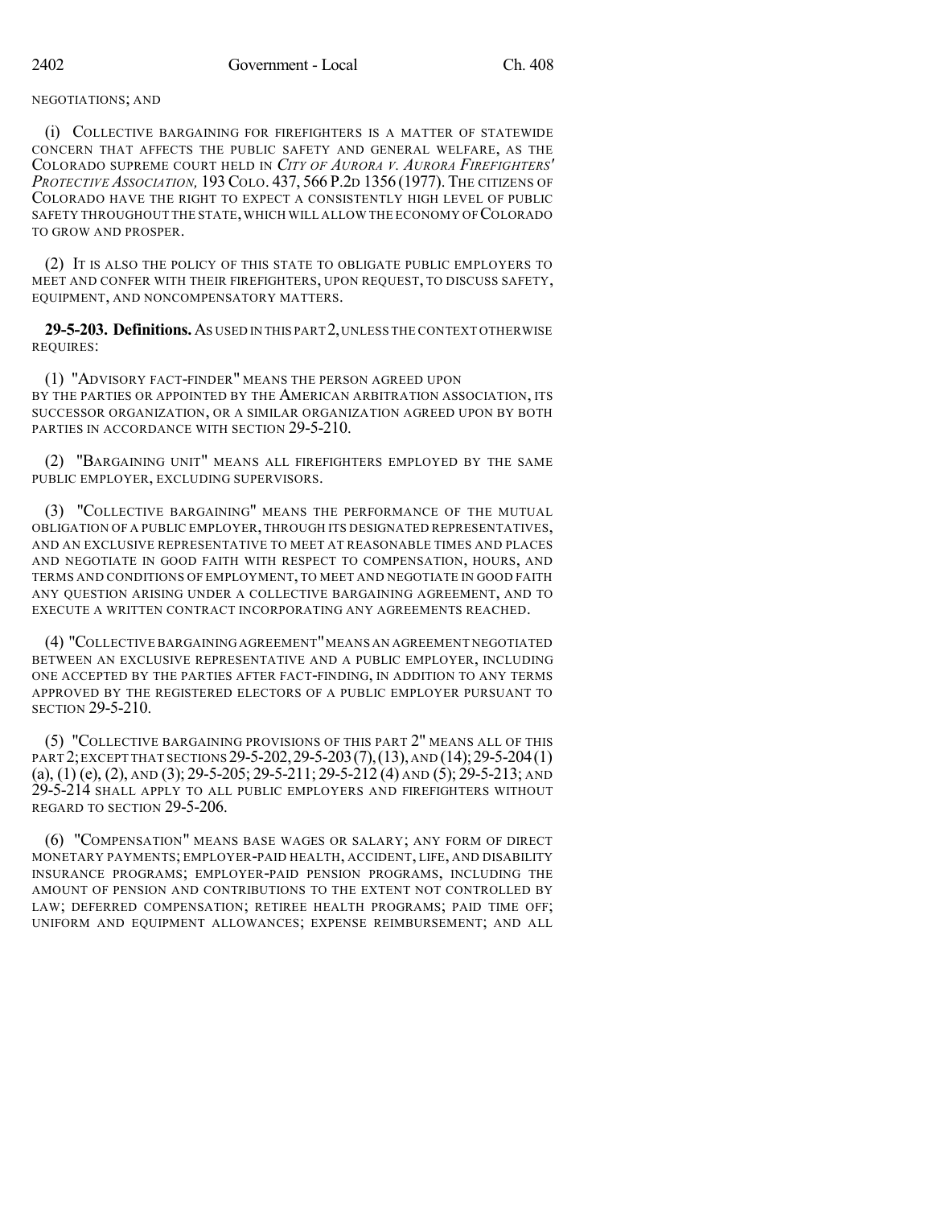NEGOTIATIONS; AND

(i) COLLECTIVE BARGAINING FOR FIREFIGHTERS IS A MATTER OF STATEWIDE CONCERN THAT AFFECTS THE PUBLIC SAFETY AND GENERAL WELFARE, AS THE COLORADO SUPREME COURT HELD IN *CITY OF AURORA V. AURORA FIREFIGHTERS' PROTECTIVE ASSOCIATION,* 193 COLO. 437, 566 P.2D 1356 (1977). THE CITIZENS OF COLORADO HAVE THE RIGHT TO EXPECT A CONSISTENTLY HIGH LEVEL OF PUBLIC SAFETY THROUGHOUT THE STATE, WHICH WILL ALLOW THE ECONOMY OF COLORADO TO GROW AND PROSPER.

(2) IT IS ALSO THE POLICY OF THIS STATE TO OBLIGATE PUBLIC EMPLOYERS TO MEET AND CONFER WITH THEIR FIREFIGHTERS, UPON REQUEST, TO DISCUSS SAFETY, EQUIPMENT, AND NONCOMPENSATORY MATTERS.

**29-5-203. Definitions.** AS USED IN THIS PART 2, UNLESS THE CONTEXT OTHERWISE REQUIRES:

(1) "ADVISORY FACT-FINDER" MEANS THE PERSON AGREED UPON BY THE PARTIES OR APPOINTED BY THE AMERICAN ARBITRATION ASSOCIATION, ITS SUCCESSOR ORGANIZATION, OR A SIMILAR ORGANIZATION AGREED UPON BY BOTH PARTIES IN ACCORDANCE WITH SECTION 29-5-210.

(2) "BARGAINING UNIT" MEANS ALL FIREFIGHTERS EMPLOYED BY THE SAME PUBLIC EMPLOYER, EXCLUDING SUPERVISORS.

(3) "COLLECTIVE BARGAINING" MEANS THE PERFORMANCE OF THE MUTUAL OBLIGATION OF A PUBLIC EMPLOYER, THROUGH ITS DESIGNATED REPRESENTATIVES, AND AN EXCLUSIVE REPRESENTATIVE TO MEET AT REASONABLE TIMES AND PLACES AND NEGOTIATE IN GOOD FAITH WITH RESPECT TO COMPENSATION, HOURS, AND TERMS AND CONDITIONS OF EMPLOYMENT, TO MEET AND NEGOTIATE IN GOOD FAITH ANY QUESTION ARISING UNDER A COLLECTIVE BARGAINING AGREEMENT, AND TO EXECUTE A WRITTEN CONTRACT INCORPORATING ANY AGREEMENTS REACHED.

(4) "COLLECTIVE BARGAINING AGREEMENT" MEANS AN AGREEMENT NEGOTIATED BETWEEN AN EXCLUSIVE REPRESENTATIVE AND A PUBLIC EMPLOYER, INCLUDING ONE ACCEPTED BY THE PARTIES AFTER FACT-FINDING, IN ADDITION TO ANY TERMS APPROVED BY THE REGISTERED ELECTORS OF A PUBLIC EMPLOYER PURSUANT TO SECTION 29-5-210.

(5) "COLLECTIVE BARGAINING PROVISIONS OF THIS PART 2" MEANS ALL OF THIS PART 2; EXCEPT THAT SECTIONS 29-5-202, 29-5-203 (7), (13), AND (14); 29-5-204 (1) (a), (1) (e), (2), AND (3); 29-5-205; 29-5-211; 29-5-212 (4) AND (5); 29-5-213; AND 29-5-214 SHALL APPLY TO ALL PUBLIC EMPLOYERS AND FIREFIGHTERS WITHOUT REGARD TO SECTION 29-5-206.

(6) "COMPENSATION" MEANS BASE WAGES OR SALARY; ANY FORM OF DIRECT MONETARY PAYMENTS; EMPLOYER-PAID HEALTH, ACCIDENT, LIFE, AND DISABILITY INSURANCE PROGRAMS; EMPLOYER-PAID PENSION PROGRAMS, INCLUDING THE AMOUNT OF PENSION AND CONTRIBUTIONS TO THE EXTENT NOT CONTROLLED BY LAW; DEFERRED COMPENSATION; RETIREE HEALTH PROGRAMS; PAID TIME OFF; UNIFORM AND EQUIPMENT ALLOWANCES; EXPENSE REIMBURSEMENT; AND ALL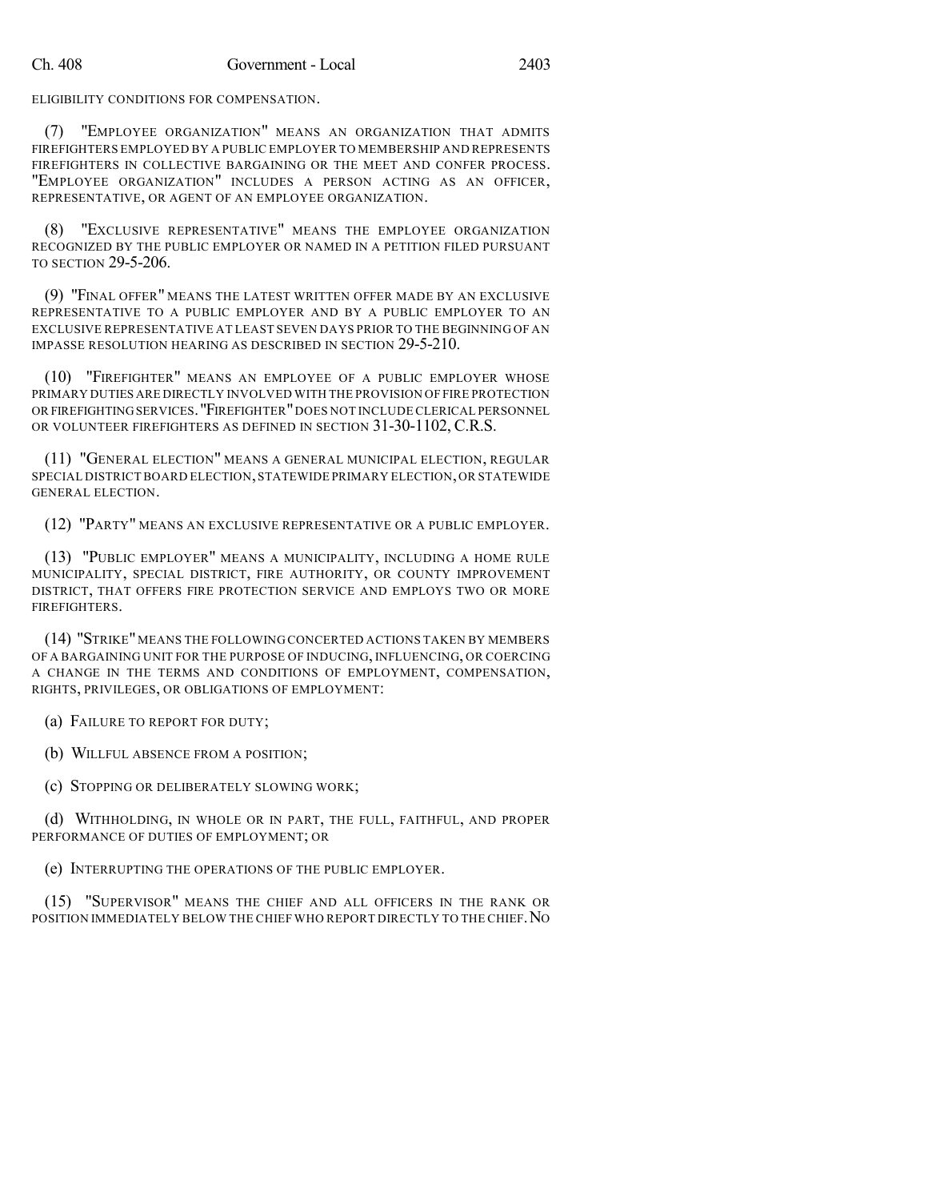ELIGIBILITY CONDITIONS FOR COMPENSATION.

(7) "EMPLOYEE ORGANIZATION" MEANS AN ORGANIZATION THAT ADMITS FIREFIGHTERS EMPLOYED BY A PUBLIC EMPLOYER TO MEMBERSHIP AND REPRESENTS FIREFIGHTERS IN COLLECTIVE BARGAINING OR THE MEET AND CONFER PROCESS. "EMPLOYEE ORGANIZATION" INCLUDES A PERSON ACTING AS AN OFFICER, REPRESENTATIVE, OR AGENT OF AN EMPLOYEE ORGANIZATION.

(8) "EXCLUSIVE REPRESENTATIVE" MEANS THE EMPLOYEE ORGANIZATION RECOGNIZED BY THE PUBLIC EMPLOYER OR NAMED IN A PETITION FILED PURSUANT TO SECTION 29-5-206.

(9) "FINAL OFFER" MEANS THE LATEST WRITTEN OFFER MADE BY AN EXCLUSIVE REPRESENTATIVE TO A PUBLIC EMPLOYER AND BY A PUBLIC EMPLOYER TO AN EXCLUSIVE REPRESENTATIVE AT LEAST SEVEN DAYS PRIOR TO THE BEGINNING OF AN IMPASSE RESOLUTION HEARING AS DESCRIBED IN SECTION 29-5-210.

(10) "FIREFIGHTER" MEANS AN EMPLOYEE OF A PUBLIC EMPLOYER WHOSE PRIMARY DUTIES ARE DIRECTLY INVOLVED WITH THE PROVISION OF FIRE PROTECTION OR FIREFIGHTING SERVICES. "FIREFIGHTER" DOES NOT INCLUDE CLERICAL PERSONNEL OR VOLUNTEER FIREFIGHTERS AS DEFINED IN SECTION 31-30-1102, C.R.S.

(11) "GENERAL ELECTION" MEANS A GENERAL MUNICIPAL ELECTION, REGULAR SPECIAL DISTRICT BOARD ELECTION, STATEWIDE PRIMARY ELECTION, OR STATEWIDE GENERAL ELECTION.

(12) "PARTY" MEANS AN EXCLUSIVE REPRESENTATIVE OR A PUBLIC EMPLOYER.

(13) "PUBLIC EMPLOYER" MEANS A MUNICIPALITY, INCLUDING A HOME RULE MUNICIPALITY, SPECIAL DISTRICT, FIRE AUTHORITY, OR COUNTY IMPROVEMENT DISTRICT, THAT OFFERS FIRE PROTECTION SERVICE AND EMPLOYS TWO OR MORE FIREFIGHTERS.

(14) "STRIKE" MEANS THE FOLLOWING CONCERTED ACTIONS TAKEN BY MEMBERS OF A BARGAINING UNIT FOR THE PURPOSE OF INDUCING, INFLUENCING, OR COERCING A CHANGE IN THE TERMS AND CONDITIONS OF EMPLOYMENT, COMPENSATION, RIGHTS, PRIVILEGES, OR OBLIGATIONS OF EMPLOYMENT:

(a) FAILURE TO REPORT FOR DUTY;

(b) WILLFUL ABSENCE FROM A POSITION;

(c) STOPPING OR DELIBERATELY SLOWING WORK;

(d) WITHHOLDING, IN WHOLE OR IN PART, THE FULL, FAITHFUL, AND PROPER PERFORMANCE OF DUTIES OF EMPLOYMENT; OR

(e) INTERRUPTING THE OPERATIONS OF THE PUBLIC EMPLOYER.

(15) "SUPERVISOR" MEANS THE CHIEF AND ALL OFFICERS IN THE RANK OR POSITION IMMEDIATELY BELOW THE CHIEF WHO REPORT DIRECTLY TO THE CHIEF. NO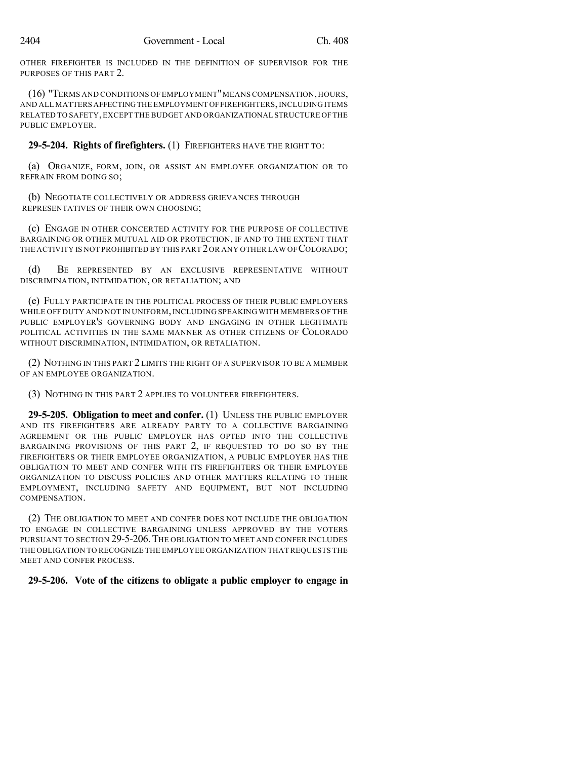OTHER FIREFIGHTER IS INCLUDED IN THE DEFINITION OF SUPERVISOR FOR THE PURPOSES OF THIS PART 2.

(16) "TERMS AND CONDITIONS OF EMPLOYMENT" MEANS COMPENSATION, HOURS, AND ALL MATTERS AFFECTING THE EMPLOYMENT OF FIREFIGHTERS, INCLUDING ITEMS RELATED TO SAFETY, EXCEPT THE BUDGET AND ORGANIZATIONAL STRUCTURE OF THE PUBLIC EMPLOYER.

**29-5-204. Rights of firefighters.** (1) FIREFIGHTERS HAVE THE RIGHT TO:

(a) ORGANIZE, FORM, JOIN, OR ASSIST AN EMPLOYEE ORGANIZATION OR TO REFRAIN FROM DOING SO;

(b) NEGOTIATE COLLECTIVELY OR ADDRESS GRIEVANCES THROUGH REPRESENTATIVES OF THEIR OWN CHOOSING;

(c) ENGAGE IN OTHER CONCERTED ACTIVITY FOR THE PURPOSE OF COLLECTIVE BARGAINING OR OTHER MUTUAL AID OR PROTECTION, IF AND TO THE EXTENT THAT THE ACTIVITY IS NOT PROHIBITED BY THIS PART 2 OR ANY OTHER LAW OF COLORADO;

(d) BE REPRESENTED BY AN EXCLUSIVE REPRESENTATIVE WITHOUT DISCRIMINATION, INTIMIDATION, OR RETALIATION; AND

(e) FULLY PARTICIPATE IN THE POLITICAL PROCESS OF THEIR PUBLIC EMPLOYERS WHILE OFF DUTY AND NOT IN UNIFORM, INCLUDING SPEAKING WITH MEMBERS OF THE PUBLIC EMPLOYER'S GOVERNING BODY AND ENGAGING IN OTHER LEGITIMATE POLITICAL ACTIVITIES IN THE SAME MANNER AS OTHER CITIZENS OF COLORADO WITHOUT DISCRIMINATION, INTIMIDATION, OR RETALIATION.

(2) NOTHING IN THIS PART 2 LIMITS THE RIGHT OF A SUPERVISOR TO BE A MEMBER OF AN EMPLOYEE ORGANIZATION.

(3) NOTHING IN THIS PART 2 APPLIES TO VOLUNTEER FIREFIGHTERS.

**29-5-205. Obligation to meet and confer.** (1) UNLESS THE PUBLIC EMPLOYER AND ITS FIREFIGHTERS ARE ALREADY PARTY TO A COLLECTIVE BARGAINING AGREEMENT OR THE PUBLIC EMPLOYER HAS OPTED INTO THE COLLECTIVE BARGAINING PROVISIONS OF THIS PART 2, IF REQUESTED TO DO SO BY THE FIREFIGHTERS OR THEIR EMPLOYEE ORGANIZATION, A PUBLIC EMPLOYER HAS THE OBLIGATION TO MEET AND CONFER WITH ITS FIREFIGHTERS OR THEIR EMPLOYEE ORGANIZATION TO DISCUSS POLICIES AND OTHER MATTERS RELATING TO THEIR EMPLOYMENT, INCLUDING SAFETY AND EQUIPMENT, BUT NOT INCLUDING COMPENSATION.

(2) THE OBLIGATION TO MEET AND CONFER DOES NOT INCLUDE THE OBLIGATION TO ENGAGE IN COLLECTIVE BARGAINING UNLESS APPROVED BY THE VOTERS PURSUANT TO SECTION 29-5-206. THE OBLIGATION TO MEET AND CONFER INCLUDES THE OBLIGATION TO RECOGNIZE THE EMPLOYEE ORGANIZATION THAT REQUESTS THE MEET AND CONFER PROCESS.

**29-5-206. Vote of the citizens to obligate a public employer to engage in**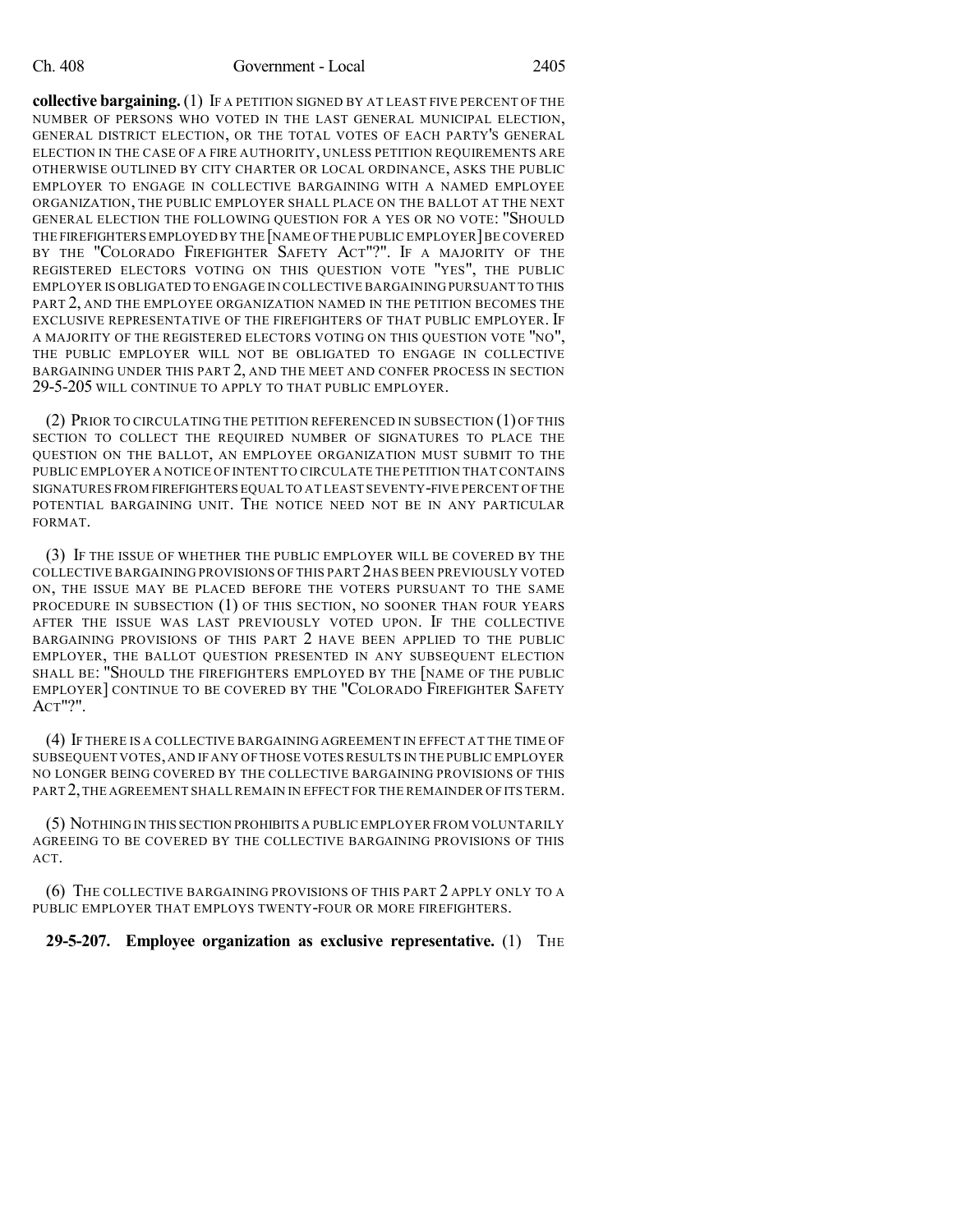**collective bargaining.** (1) IF A PETITION SIGNED BY AT LEAST FIVE PERCENT OF THE NUMBER OF PERSONS WHO VOTED IN THE LAST GENERAL MUNICIPAL ELECTION, GENERAL DISTRICT ELECTION, OR THE TOTAL VOTES OF EACH PARTY'S GENERAL ELECTION IN THE CASE OF A FIRE AUTHORITY, UNLESS PETITION REQUIREMENTS ARE OTHERWISE OUTLINED BY CITY CHARTER OR LOCAL ORDINANCE, ASKS THE PUBLIC EMPLOYER TO ENGAGE IN COLLECTIVE BARGAINING WITH A NAMED EMPLOYEE ORGANIZATION, THE PUBLIC EMPLOYER SHALL PLACE ON THE BALLOT AT THE NEXT GENERAL ELECTION THE FOLLOWING QUESTION FOR A YES OR NO VOTE: "SHOULD THE FIREFIGHTERS EMPLOYED BY THE [NAME OF THE PUBLIC EMPLOYER] BE COVERED BY THE "COLORADO FIREFIGHTER SAFETY ACT"?". IF A MAJORITY OF THE REGISTERED ELECTORS VOTING ON THIS QUESTION VOTE "YES", THE PUBLIC EMPLOYER IS OBLIGATED TO ENGAGE IN COLLECTIVE BARGAINING PURSUANT TO THIS PART 2, AND THE EMPLOYEE ORGANIZATION NAMED IN THE PETITION BECOMES THE EXCLUSIVE REPRESENTATIVE OF THE FIREFIGHTERS OF THAT PUBLIC EMPLOYER. IF A MAJORITY OF THE REGISTERED ELECTORS VOTING ON THIS QUESTION VOTE "NO", THE PUBLIC EMPLOYER WILL NOT BE OBLIGATED TO ENGAGE IN COLLECTIVE BARGAINING UNDER THIS PART 2, AND THE MEET AND CONFER PROCESS IN SECTION 29-5-205 WILL CONTINUE TO APPLY TO THAT PUBLIC EMPLOYER.

(2) PRIOR TO CIRCULATING THE PETITION REFERENCED IN SUBSECTION (1) OF THIS SECTION TO COLLECT THE REQUIRED NUMBER OF SIGNATURES TO PLACE THE QUESTION ON THE BALLOT, AN EMPLOYEE ORGANIZATION MUST SUBMIT TO THE PUBLIC EMPLOYER A NOTICE OF INTENT TO CIRCULATE THE PETITION THAT CONTAINS SIGNATURES FROM FIREFIGHTERS EQUAL TO AT LEAST SEVENTY-FIVE PERCENT OF THE POTENTIAL BARGAINING UNIT. THE NOTICE NEED NOT BE IN ANY PARTICULAR FORMAT.

(3) IF THE ISSUE OF WHETHER THE PUBLIC EMPLOYER WILL BE COVERED BY THE COLLECTIVE BARGAINING PROVISIONS OF THIS PART 2 HAS BEEN PREVIOUSLY VOTED ON, THE ISSUE MAY BE PLACED BEFORE THE VOTERS PURSUANT TO THE SAME PROCEDURE IN SUBSECTION (1) OF THIS SECTION, NO SOONER THAN FOUR YEARS AFTER THE ISSUE WAS LAST PREVIOUSLY VOTED UPON. IF THE COLLECTIVE BARGAINING PROVISIONS OF THIS PART 2 HAVE BEEN APPLIED TO THE PUBLIC EMPLOYER, THE BALLOT QUESTION PRESENTED IN ANY SUBSEQUENT ELECTION SHALL BE: "SHOULD THE FIREFIGHTERS EMPLOYED BY THE [NAME OF THE PUBLIC EMPLOYER] CONTINUE TO BE COVERED BY THE "COLORADO FIREFIGHTER SAFETY ACT"?".

(4) IF THERE IS A COLLECTIVE BARGAINING AGREEMENT IN EFFECT AT THE TIME OF SUBSEQUENT VOTES, AND IF ANY OF THOSE VOTES RESULTS IN THE PUBLIC EMPLOYER NO LONGER BEING COVERED BY THE COLLECTIVE BARGAINING PROVISIONS OF THIS PART 2, THE AGREEMENT SHALL REMAIN IN EFFECT FOR THE REMAINDER OF ITS TERM.

(5) NOTHING IN THIS SECTION PROHIBITS A PUBLIC EMPLOYER FROM VOLUNTARILY AGREEING TO BE COVERED BY THE COLLECTIVE BARGAINING PROVISIONS OF THIS ACT.

(6) THE COLLECTIVE BARGAINING PROVISIONS OF THIS PART 2 APPLY ONLY TO A PUBLIC EMPLOYER THAT EMPLOYS TWENTY-FOUR OR MORE FIREFIGHTERS.

**29-5-207. Employee organization as exclusive representative.** (1) THE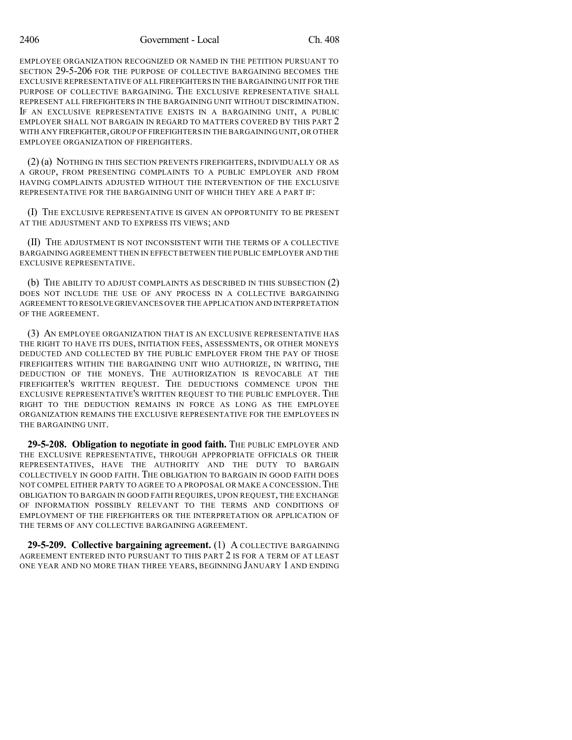EMPLOYEE ORGANIZATION RECOGNIZED OR NAMED IN THE PETITION PURSUANT TO SECTION 29-5-206 FOR THE PURPOSE OF COLLECTIVE BARGAINING BECOMES THE EXCLUSIVE REPRESENTATIVE OF ALL FIREFIGHTERS IN THE BARGAINING UNIT FOR THE PURPOSE OF COLLECTIVE BARGAINING. THE EXCLUSIVE REPRESENTATIVE SHALL REPRESENT ALL FIREFIGHTERS IN THE BARGAINING UNIT WITHOUT DISCRIMINATION. IF AN EXCLUSIVE REPRESENTATIVE EXISTS IN A BARGAINING UNIT, A PUBLIC EMPLOYER SHALL NOT BARGAIN IN REGARD TO MATTERS COVERED BY THIS PART 2 WITH ANY FIREFIGHTER, GROUP OF FIREFIGHTERS IN THE BARGAINING UNIT, OR OTHER EMPLOYEE ORGANIZATION OF FIREFIGHTERS.

(2) (a) NOTHING IN THIS SECTION PREVENTS FIREFIGHTERS, INDIVIDUALLY OR AS A GROUP, FROM PRESENTING COMPLAINTS TO A PUBLIC EMPLOYER AND FROM HAVING COMPLAINTS ADJUSTED WITHOUT THE INTERVENTION OF THE EXCLUSIVE REPRESENTATIVE FOR THE BARGAINING UNIT OF WHICH THEY ARE A PART IF:

(I) THE EXCLUSIVE REPRESENTATIVE IS GIVEN AN OPPORTUNITY TO BE PRESENT AT THE ADJUSTMENT AND TO EXPRESS ITS VIEWS; AND

(II) THE ADJUSTMENT IS NOT INCONSISTENT WITH THE TERMS OF A COLLECTIVE BARGAINING AGREEMENT THEN IN EFFECT BETWEEN THE PUBLIC EMPLOYER AND THE EXCLUSIVE REPRESENTATIVE.

(b) THE ABILITY TO ADJUST COMPLAINTS AS DESCRIBED IN THIS SUBSECTION (2) DOES NOT INCLUDE THE USE OF ANY PROCESS IN A COLLECTIVE BARGAINING AGREEMENT TO RESOLVE GRIEVANCES OVER THE APPLICATION AND INTERPRETATION OF THE AGREEMENT.

(3) AN EMPLOYEE ORGANIZATION THAT IS AN EXCLUSIVE REPRESENTATIVE HAS THE RIGHT TO HAVE ITS DUES, INITIATION FEES, ASSESSMENTS, OR OTHER MONEYS DEDUCTED AND COLLECTED BY THE PUBLIC EMPLOYER FROM THE PAY OF THOSE FIREFIGHTERS WITHIN THE BARGAINING UNIT WHO AUTHORIZE, IN WRITING, THE DEDUCTION OF THE MONEYS. THE AUTHORIZATION IS REVOCABLE AT THE FIREFIGHTER'S WRITTEN REQUEST. THE DEDUCTIONS COMMENCE UPON THE EXCLUSIVE REPRESENTATIVE'S WRITTEN REQUEST TO THE PUBLIC EMPLOYER. THE RIGHT TO THE DEDUCTION REMAINS IN FORCE AS LONG AS THE EMPLOYEE ORGANIZATION REMAINS THE EXCLUSIVE REPRESENTATIVE FOR THE EMPLOYEES IN THE BARGAINING UNIT.

**29-5-208. Obligation to negotiate in good faith.** THE PUBLIC EMPLOYER AND THE EXCLUSIVE REPRESENTATIVE, THROUGH APPROPRIATE OFFICIALS OR THEIR REPRESENTATIVES, HAVE THE AUTHORITY AND THE DUTY TO BARGAIN COLLECTIVELY IN GOOD FAITH. THE OBLIGATION TO BARGAIN IN GOOD FAITH DOES NOT COMPEL EITHER PARTY TO AGREE TO A PROPOSAL OR MAKE A CONCESSION. THE OBLIGATION TO BARGAIN IN GOOD FAITH REQUIRES, UPON REQUEST, THE EXCHANGE OF INFORMATION POSSIBLY RELEVANT TO THE TERMS AND CONDITIONS OF EMPLOYMENT OF THE FIREFIGHTERS OR THE INTERPRETATION OR APPLICATION OF THE TERMS OF ANY COLLECTIVE BARGAINING AGREEMENT.

**29-5-209. Collective bargaining agreement.** (1) A COLLECTIVE BARGAINING AGREEMENT ENTERED INTO PURSUANT TO THIS PART 2 IS FOR A TERM OF AT LEAST ONE YEAR AND NO MORE THAN THREE YEARS, BEGINNING JANUARY 1 AND ENDING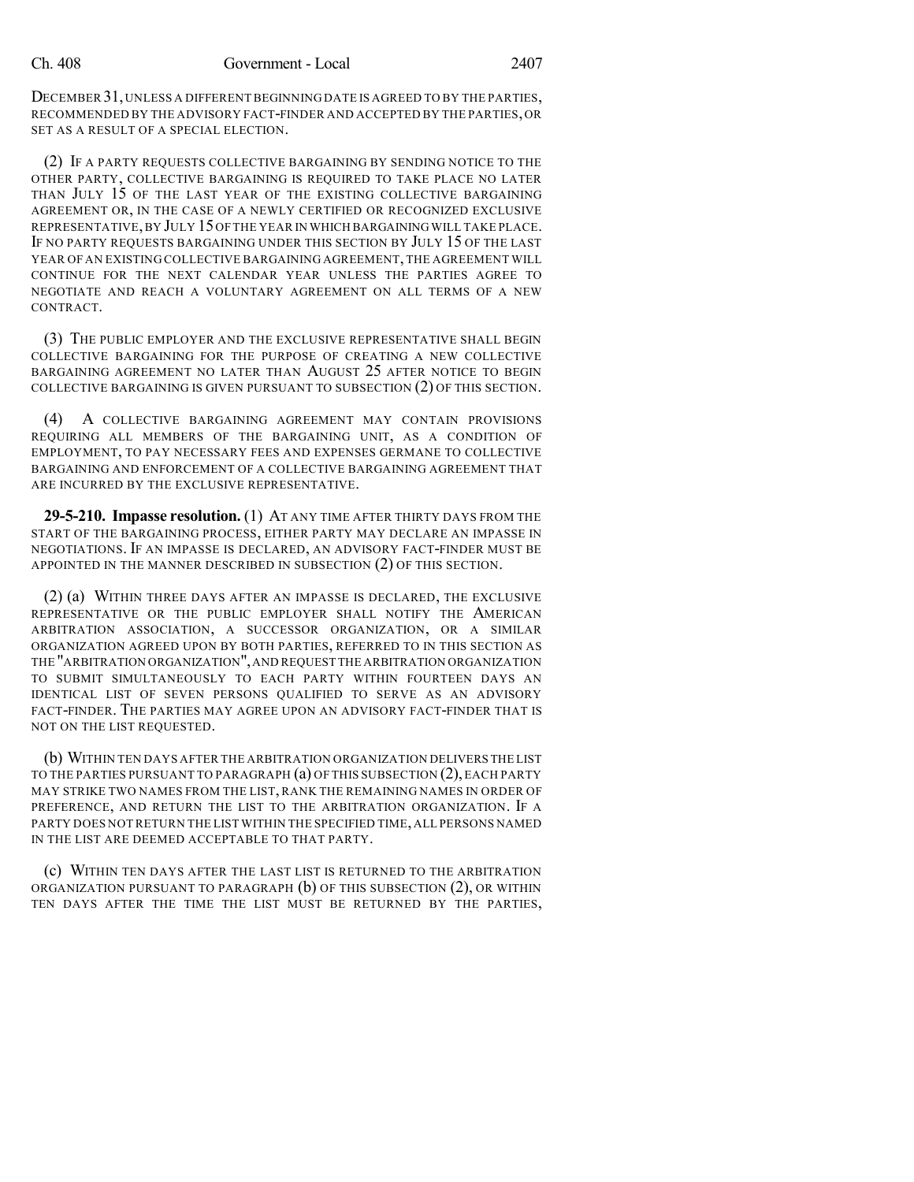DECEMBER 31, UNLESS A DIFFERENT BEGINNING DATE IS AGREED TO BY THE PARTIES, RECOMMENDED BY THE ADVISORY FACT-FINDER AND ACCEPTED BY THE PARTIES, OR SET AS A RESULT OF A SPECIAL ELECTION.

(2) IF A PARTY REQUESTS COLLECTIVE BARGAINING BY SENDING NOTICE TO THE OTHER PARTY, COLLECTIVE BARGAINING IS REQUIRED TO TAKE PLACE NO LATER THAN JULY 15 OF THE LAST YEAR OF THE EXISTING COLLECTIVE BARGAINING AGREEMENT OR, IN THE CASE OF A NEWLY CERTIFIED OR RECOGNIZED EXCLUSIVE REPRESENTATIVE, BY JULY 15 OF THE YEAR IN WHICH BARGAINING WILL TAKE PLACE. IF NO PARTY REQUESTS BARGAINING UNDER THIS SECTION BY JULY 15 OF THE LAST YEAR OF AN EXISTING COLLECTIVE BARGAINING AGREEMENT, THE AGREEMENT WILL CONTINUE FOR THE NEXT CALENDAR YEAR UNLESS THE PARTIES AGREE TO NEGOTIATE AND REACH A VOLUNTARY AGREEMENT ON ALL TERMS OF A NEW CONTRACT.

(3) THE PUBLIC EMPLOYER AND THE EXCLUSIVE REPRESENTATIVE SHALL BEGIN COLLECTIVE BARGAINING FOR THE PURPOSE OF CREATING A NEW COLLECTIVE BARGAINING AGREEMENT NO LATER THAN AUGUST 25 AFTER NOTICE TO BEGIN COLLECTIVE BARGAINING IS GIVEN PURSUANT TO SUBSECTION (2) OF THIS SECTION.

(4) A COLLECTIVE BARGAINING AGREEMENT MAY CONTAIN PROVISIONS REQUIRING ALL MEMBERS OF THE BARGAINING UNIT, AS A CONDITION OF EMPLOYMENT, TO PAY NECESSARY FEES AND EXPENSES GERMANE TO COLLECTIVE BARGAINING AND ENFORCEMENT OF A COLLECTIVE BARGAINING AGREEMENT THAT ARE INCURRED BY THE EXCLUSIVE REPRESENTATIVE.

**29-5-210. Impasse resolution.** (1) AT ANY TIME AFTER THIRTY DAYS FROM THE START OF THE BARGAINING PROCESS, EITHER PARTY MAY DECLARE AN IMPASSE IN NEGOTIATIONS. IF AN IMPASSE IS DECLARED, AN ADVISORY FACT-FINDER MUST BE APPOINTED IN THE MANNER DESCRIBED IN SUBSECTION (2) OF THIS SECTION.

(2) (a) WITHIN THREE DAYS AFTER AN IMPASSE IS DECLARED, THE EXCLUSIVE REPRESENTATIVE OR THE PUBLIC EMPLOYER SHALL NOTIFY THE AMERICAN ARBITRATION ASSOCIATION, A SUCCESSOR ORGANIZATION, OR A SIMILAR ORGANIZATION AGREED UPON BY BOTH PARTIES, REFERRED TO IN THIS SECTION AS THE "ARBITRATION ORGANIZATION", AND REQUEST THE ARBITRATION ORGANIZATION TO SUBMIT SIMULTANEOUSLY TO EACH PARTY WITHIN FOURTEEN DAYS AN IDENTICAL LIST OF SEVEN PERSONS QUALIFIED TO SERVE AS AN ADVISORY FACT-FINDER. THE PARTIES MAY AGREE UPON AN ADVISORY FACT-FINDER THAT IS NOT ON THE LIST REQUESTED.

(b) WITHIN TEN DAYS AFTER THE ARBITRATION ORGANIZATION DELIVERS THE LIST TO THE PARTIES PURSUANT TO PARAGRAPH (a) OF THIS SUBSECTION (2), EACH PARTY MAY STRIKE TWO NAMES FROM THE LIST, RANK THE REMAINING NAMES IN ORDER OF PREFERENCE, AND RETURN THE LIST TO THE ARBITRATION ORGANIZATION. IF A PARTY DOES NOT RETURN THE LIST WITHIN THE SPECIFIED TIME, ALL PERSONS NAMED IN THE LIST ARE DEEMED ACCEPTABLE TO THAT PARTY.

(c) WITHIN TEN DAYS AFTER THE LAST LIST IS RETURNED TO THE ARBITRATION ORGANIZATION PURSUANT TO PARAGRAPH (b) OF THIS SUBSECTION (2), OR WITHIN TEN DAYS AFTER THE TIME THE LIST MUST BE RETURNED BY THE PARTIES,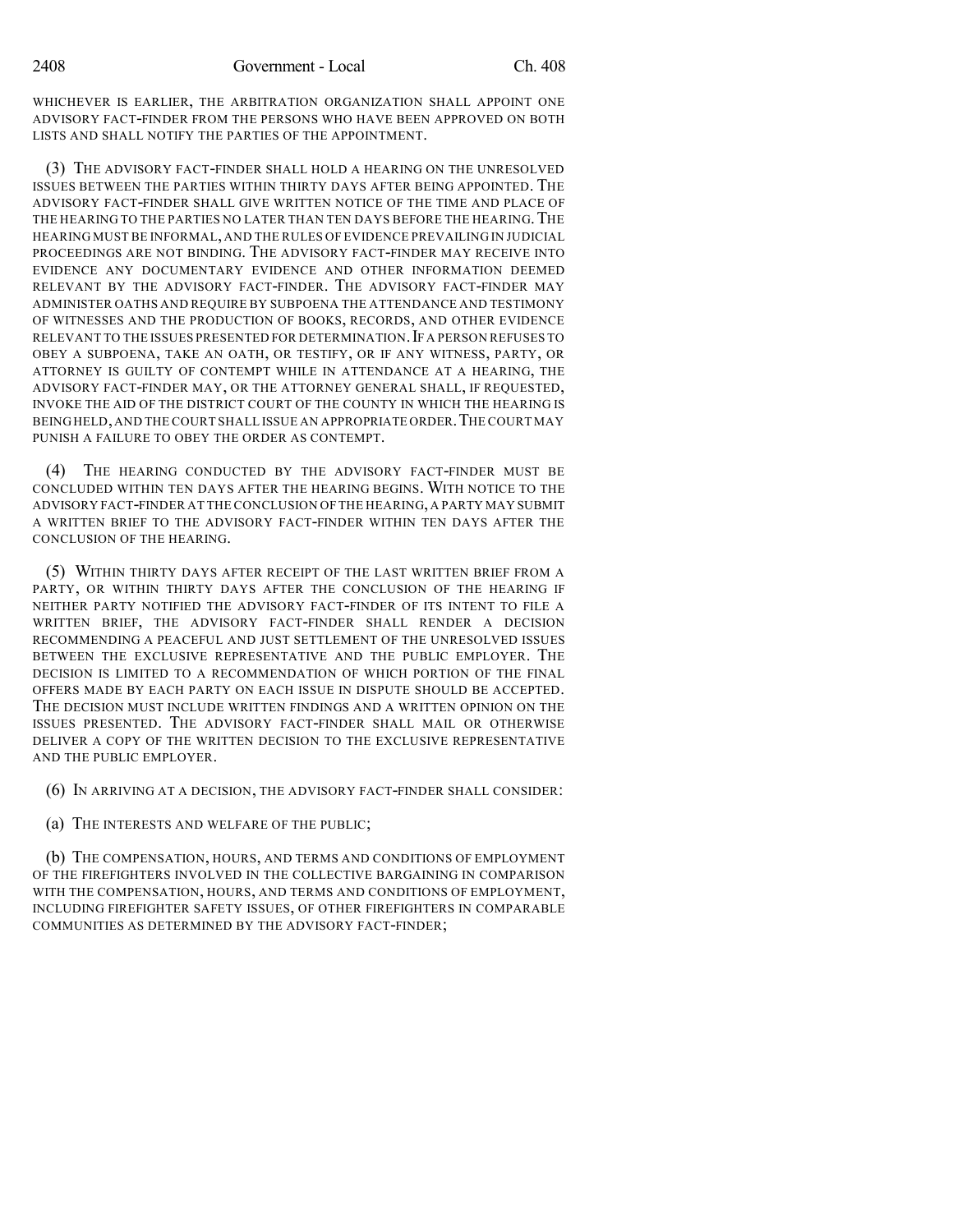WHICHEVER IS EARLIER, THE ARBITRATION ORGANIZATION SHALL APPOINT ONE ADVISORY FACT-FINDER FROM THE PERSONS WHO HAVE BEEN APPROVED ON BOTH LISTS AND SHALL NOTIFY THE PARTIES OF THE APPOINTMENT.

(3) THE ADVISORY FACT-FINDER SHALL HOLD A HEARING ON THE UNRESOLVED ISSUES BETWEEN THE PARTIES WITHIN THIRTY DAYS AFTER BEING APPOINTED. THE ADVISORY FACT-FINDER SHALL GIVE WRITTEN NOTICE OF THE TIME AND PLACE OF THE HEARING TO THE PARTIES NO LATER THAN TEN DAYS BEFORE THE HEARING. THE HEARING MUST BE INFORMAL, AND THE RULES OF EVIDENCE PREVAILING IN JUDICIAL PROCEEDINGS ARE NOT BINDING. THE ADVISORY FACT-FINDER MAY RECEIVE INTO EVIDENCE ANY DOCUMENTARY EVIDENCE AND OTHER INFORMATION DEEMED RELEVANT BY THE ADVISORY FACT-FINDER. THE ADVISORY FACT-FINDER MAY ADMINISTER OATHS AND REQUIRE BY SUBPOENA THE ATTENDANCE AND TESTIMONY OF WITNESSES AND THE PRODUCTION OF BOOKS, RECORDS, AND OTHER EVIDENCE RELEVANT TO THE ISSUES PRESENTED FOR DETERMINATION. IF A PERSON REFUSES TO OBEY A SUBPOENA, TAKE AN OATH, OR TESTIFY, OR IF ANY WITNESS, PARTY, OR ATTORNEY IS GUILTY OF CONTEMPT WHILE IN ATTENDANCE AT A HEARING, THE ADVISORY FACT-FINDER MAY, OR THE ATTORNEY GENERAL SHALL, IF REQUESTED, INVOKE THE AID OF THE DISTRICT COURT OF THE COUNTY IN WHICH THE HEARING IS BEING HELD, AND THE COURT SHALL ISSUE AN APPROPRIATE ORDER. THE COURT MAY PUNISH A FAILURE TO OBEY THE ORDER AS CONTEMPT.

(4) THE HEARING CONDUCTED BY THE ADVISORY FACT-FINDER MUST BE CONCLUDED WITHIN TEN DAYS AFTER THE HEARING BEGINS. WITH NOTICE TO THE ADVISORY FACT-FINDER AT THE CONCLUSION OF THE HEARING, A PARTY MAY SUBMIT A WRITTEN BRIEF TO THE ADVISORY FACT-FINDER WITHIN TEN DAYS AFTER THE CONCLUSION OF THE HEARING.

(5) WITHIN THIRTY DAYS AFTER RECEIPT OF THE LAST WRITTEN BRIEF FROM A PARTY, OR WITHIN THIRTY DAYS AFTER THE CONCLUSION OF THE HEARING IF NEITHER PARTY NOTIFIED THE ADVISORY FACT-FINDER OF ITS INTENT TO FILE A WRITTEN BRIEF, THE ADVISORY FACT-FINDER SHALL RENDER A DECISION RECOMMENDING A PEACEFUL AND JUST SETTLEMENT OF THE UNRESOLVED ISSUES BETWEEN THE EXCLUSIVE REPRESENTATIVE AND THE PUBLIC EMPLOYER. THE DECISION IS LIMITED TO A RECOMMENDATION OF WHICH PORTION OF THE FINAL OFFERS MADE BY EACH PARTY ON EACH ISSUE IN DISPUTE SHOULD BE ACCEPTED. THE DECISION MUST INCLUDE WRITTEN FINDINGS AND A WRITTEN OPINION ON THE ISSUES PRESENTED. THE ADVISORY FACT-FINDER SHALL MAIL OR OTHERWISE DELIVER A COPY OF THE WRITTEN DECISION TO THE EXCLUSIVE REPRESENTATIVE AND THE PUBLIC EMPLOYER.

(6) IN ARRIVING AT A DECISION, THE ADVISORY FACT-FINDER SHALL CONSIDER:

(a) THE INTERESTS AND WELFARE OF THE PUBLIC;

(b) THE COMPENSATION, HOURS, AND TERMS AND CONDITIONS OF EMPLOYMENT OF THE FIREFIGHTERS INVOLVED IN THE COLLECTIVE BARGAINING IN COMPARISON WITH THE COMPENSATION, HOURS, AND TERMS AND CONDITIONS OF EMPLOYMENT, INCLUDING FIREFIGHTER SAFETY ISSUES, OF OTHER FIREFIGHTERS IN COMPARABLE COMMUNITIES AS DETERMINED BY THE ADVISORY FACT-FINDER;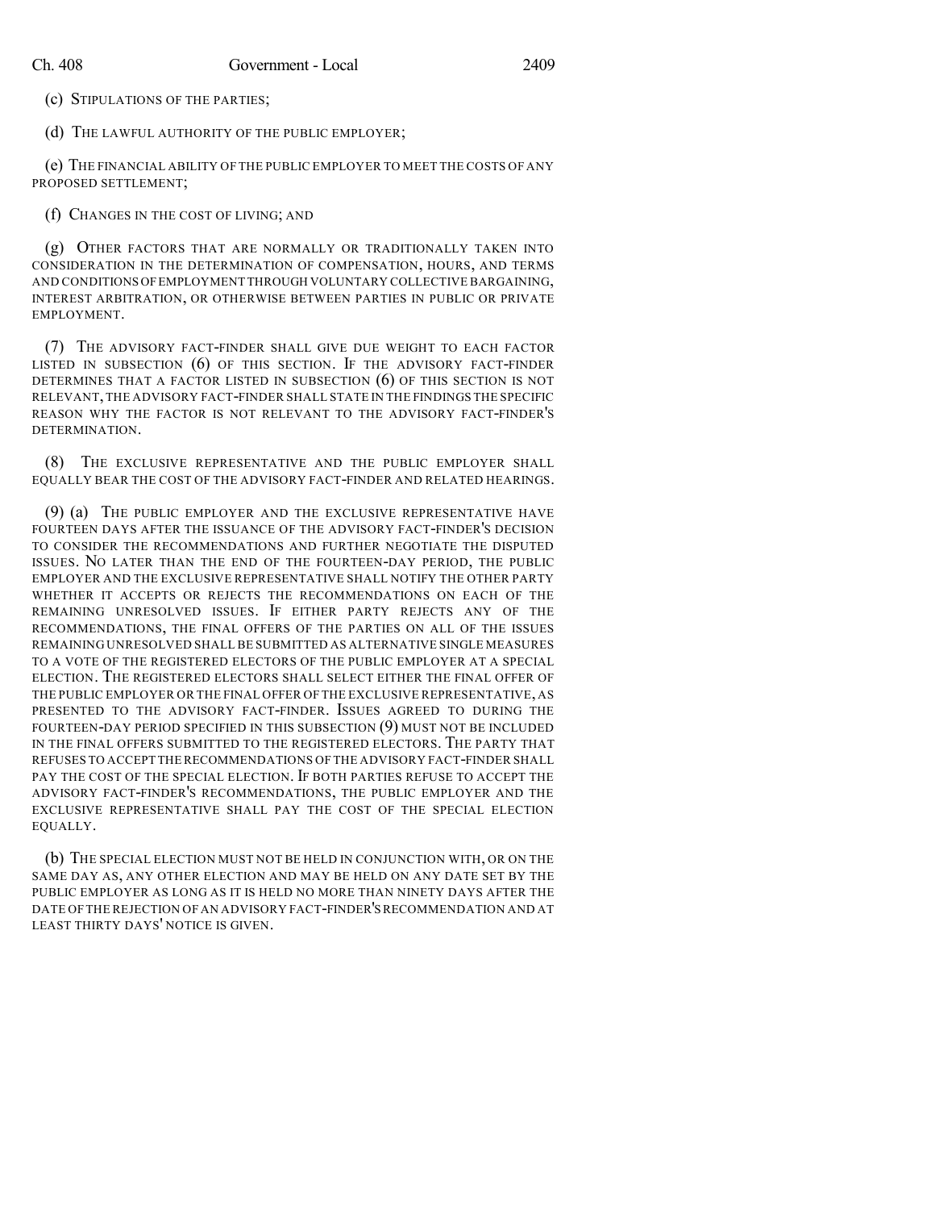(c) STIPULATIONS OF THE PARTIES;

(d) THE LAWFUL AUTHORITY OF THE PUBLIC EMPLOYER;

(e) THE FINANCIAL ABILITY OF THE PUBLIC EMPLOYER TO MEET THE COSTS OF ANY PROPOSED SETTLEMENT;

(f) CHANGES IN THE COST OF LIVING; AND

(g) OTHER FACTORS THAT ARE NORMALLY OR TRADITIONALLY TAKEN INTO CONSIDERATION IN THE DETERMINATION OF COMPENSATION, HOURS, AND TERMS AND CONDITIONS OF EMPLOYMENT THROUGH VOLUNTARY COLLECTIVE BARGAINING, INTEREST ARBITRATION, OR OTHERWISE BETWEEN PARTIES IN PUBLIC OR PRIVATE EMPLOYMENT.

(7) THE ADVISORY FACT-FINDER SHALL GIVE DUE WEIGHT TO EACH FACTOR LISTED IN SUBSECTION (6) OF THIS SECTION. IF THE ADVISORY FACT-FINDER DETERMINES THAT A FACTOR LISTED IN SUBSECTION (6) OF THIS SECTION IS NOT RELEVANT, THE ADVISORY FACT-FINDER SHALL STATE IN THE FINDINGS THE SPECIFIC REASON WHY THE FACTOR IS NOT RELEVANT TO THE ADVISORY FACT-FINDER'S DETERMINATION.

(8) THE EXCLUSIVE REPRESENTATIVE AND THE PUBLIC EMPLOYER SHALL EQUALLY BEAR THE COST OF THE ADVISORY FACT-FINDER AND RELATED HEARINGS.

(9) (a) THE PUBLIC EMPLOYER AND THE EXCLUSIVE REPRESENTATIVE HAVE FOURTEEN DAYS AFTER THE ISSUANCE OF THE ADVISORY FACT-FINDER'S DECISION TO CONSIDER THE RECOMMENDATIONS AND FURTHER NEGOTIATE THE DISPUTED ISSUES. NO LATER THAN THE END OF THE FOURTEEN-DAY PERIOD, THE PUBLIC EMPLOYER AND THE EXCLUSIVE REPRESENTATIVE SHALL NOTIFY THE OTHER PARTY WHETHER IT ACCEPTS OR REJECTS THE RECOMMENDATIONS ON EACH OF THE REMAINING UNRESOLVED ISSUES. IF EITHER PARTY REJECTS ANY OF THE RECOMMENDATIONS, THE FINAL OFFERS OF THE PARTIES ON ALL OF THE ISSUES REMAINING UNRESOLVED SHALL BE SUBMITTED AS ALTERNATIVE SINGLE MEASURES TO A VOTE OF THE REGISTERED ELECTORS OF THE PUBLIC EMPLOYER AT A SPECIAL ELECTION. THE REGISTERED ELECTORS SHALL SELECT EITHER THE FINAL OFFER OF THE PUBLIC EMPLOYER OR THE FINAL OFFER OF THE EXCLUSIVE REPRESENTATIVE, AS PRESENTED TO THE ADVISORY FACT-FINDER. ISSUES AGREED TO DURING THE FOURTEEN-DAY PERIOD SPECIFIED IN THIS SUBSECTION (9) MUST NOT BE INCLUDED IN THE FINAL OFFERS SUBMITTED TO THE REGISTERED ELECTORS. THE PARTY THAT REFUSES TO ACCEPT THE RECOMMENDATIONS OF THE ADVISORY FACT-FINDER SHALL PAY THE COST OF THE SPECIAL ELECTION. IF BOTH PARTIES REFUSE TO ACCEPT THE ADVISORY FACT-FINDER'S RECOMMENDATIONS, THE PUBLIC EMPLOYER AND THE EXCLUSIVE REPRESENTATIVE SHALL PAY THE COST OF THE SPECIAL ELECTION EQUALLY.

(b) THE SPECIAL ELECTION MUST NOT BE HELD IN CONJUNCTION WITH, OR ON THE SAME DAY AS, ANY OTHER ELECTION AND MAY BE HELD ON ANY DATE SET BY THE PUBLIC EMPLOYER AS LONG AS IT IS HELD NO MORE THAN NINETY DAYS AFTER THE DATE OF THE REJECTION OF AN ADVISORY FACT-FINDER'S RECOMMENDATION AND AT LEAST THIRTY DAYS' NOTICE IS GIVEN.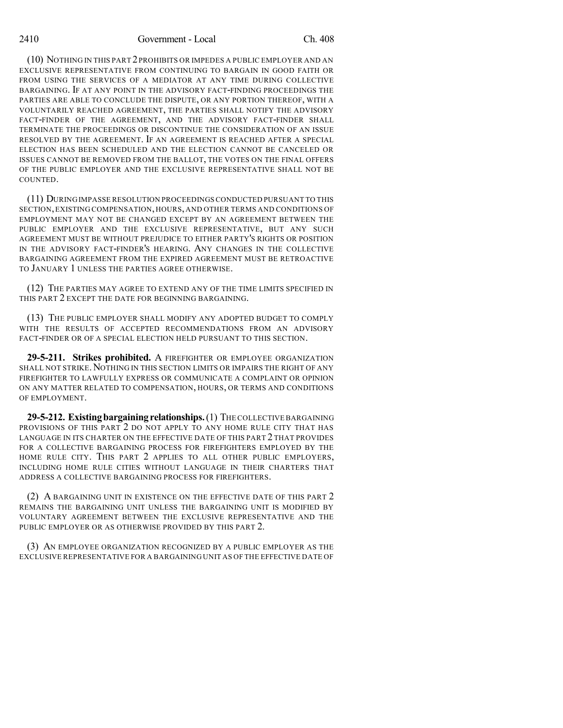(10) NOTHING IN THIS PART 2 PROHIBITS OR IMPEDES A PUBLIC EMPLOYER AND AN EXCLUSIVE REPRESENTATIVE FROM CONTINUING TO BARGAIN IN GOOD FAITH OR FROM USING THE SERVICES OF A MEDIATOR AT ANY TIME DURING COLLECTIVE BARGAINING. IF AT ANY POINT IN THE ADVISORY FACT-FINDING PROCEEDINGS THE PARTIES ARE ABLE TO CONCLUDE THE DISPUTE, OR ANY PORTION THEREOF, WITH A VOLUNTARILY REACHED AGREEMENT, THE PARTIES SHALL NOTIFY THE ADVISORY FACT-FINDER OF THE AGREEMENT, AND THE ADVISORY FACT-FINDER SHALL TERMINATE THE PROCEEDINGS OR DISCONTINUE THE CONSIDERATION OF AN ISSUE RESOLVED BY THE AGREEMENT. IF AN AGREEMENT IS REACHED AFTER A SPECIAL ELECTION HAS BEEN SCHEDULED AND THE ELECTION CANNOT BE CANCELED OR ISSUES CANNOT BE REMOVED FROM THE BALLOT, THE VOTES ON THE FINAL OFFERS OF THE PUBLIC EMPLOYER AND THE EXCLUSIVE REPRESENTATIVE SHALL NOT BE COUNTED.

(11) DURING IMPASSE RESOLUTION PROCEEDINGS CONDUCTED PURSUANT TO THIS SECTION, EXISTING COMPENSATION, HOURS, AND OTHER TERMS AND CONDITIONS OF EMPLOYMENT MAY NOT BE CHANGED EXCEPT BY AN AGREEMENT BETWEEN THE PUBLIC EMPLOYER AND THE EXCLUSIVE REPRESENTATIVE, BUT ANY SUCH AGREEMENT MUST BE WITHOUT PREJUDICE TO EITHER PARTY'S RIGHTS OR POSITION IN THE ADVISORY FACT-FINDER'S HEARING. ANY CHANGES IN THE COLLECTIVE BARGAINING AGREEMENT FROM THE EXPIRED AGREEMENT MUST BE RETROACTIVE TO JANUARY 1 UNLESS THE PARTIES AGREE OTHERWISE.

(12) THE PARTIES MAY AGREE TO EXTEND ANY OF THE TIME LIMITS SPECIFIED IN THIS PART 2 EXCEPT THE DATE FOR BEGINNING BARGAINING.

(13) THE PUBLIC EMPLOYER SHALL MODIFY ANY ADOPTED BUDGET TO COMPLY WITH THE RESULTS OF ACCEPTED RECOMMENDATIONS FROM AN ADVISORY FACT-FINDER OR OF A SPECIAL ELECTION HELD PURSUANT TO THIS SECTION.

**29-5-211. Strikes prohibited.** A FIREFIGHTER OR EMPLOYEE ORGANIZATION SHALL NOT STRIKE. NOTHING IN THIS SECTION LIMITS OR IMPAIRS THE RIGHT OF ANY FIREFIGHTER TO LAWFULLY EXPRESS OR COMMUNICATE A COMPLAINT OR OPINION ON ANY MATTER RELATED TO COMPENSATION, HOURS, OR TERMS AND CONDITIONS OF EMPLOYMENT.

**29-5-212. Existing bargaining relationships.** (1) THE COLLECTIVE BARGAINING PROVISIONS OF THIS PART 2 DO NOT APPLY TO ANY HOME RULE CITY THAT HAS LANGUAGE IN ITS CHARTER ON THE EFFECTIVE DATE OF THIS PART 2 THAT PROVIDES FOR A COLLECTIVE BARGAINING PROCESS FOR FIREFIGHTERS EMPLOYED BY THE HOME RULE CITY. THIS PART 2 APPLIES TO ALL OTHER PUBLIC EMPLOYERS, INCLUDING HOME RULE CITIES WITHOUT LANGUAGE IN THEIR CHARTERS THAT ADDRESS A COLLECTIVE BARGAINING PROCESS FOR FIREFIGHTERS.

(2) A BARGAINING UNIT IN EXISTENCE ON THE EFFECTIVE DATE OF THIS PART 2 REMAINS THE BARGAINING UNIT UNLESS THE BARGAINING UNIT IS MODIFIED BY VOLUNTARY AGREEMENT BETWEEN THE EXCLUSIVE REPRESENTATIVE AND THE PUBLIC EMPLOYER OR AS OTHERWISE PROVIDED BY THIS PART 2.

(3) AN EMPLOYEE ORGANIZATION RECOGNIZED BY A PUBLIC EMPLOYER AS THE EXCLUSIVE REPRESENTATIVE FOR A BARGAINING UNIT AS OF THE EFFECTIVE DATE OF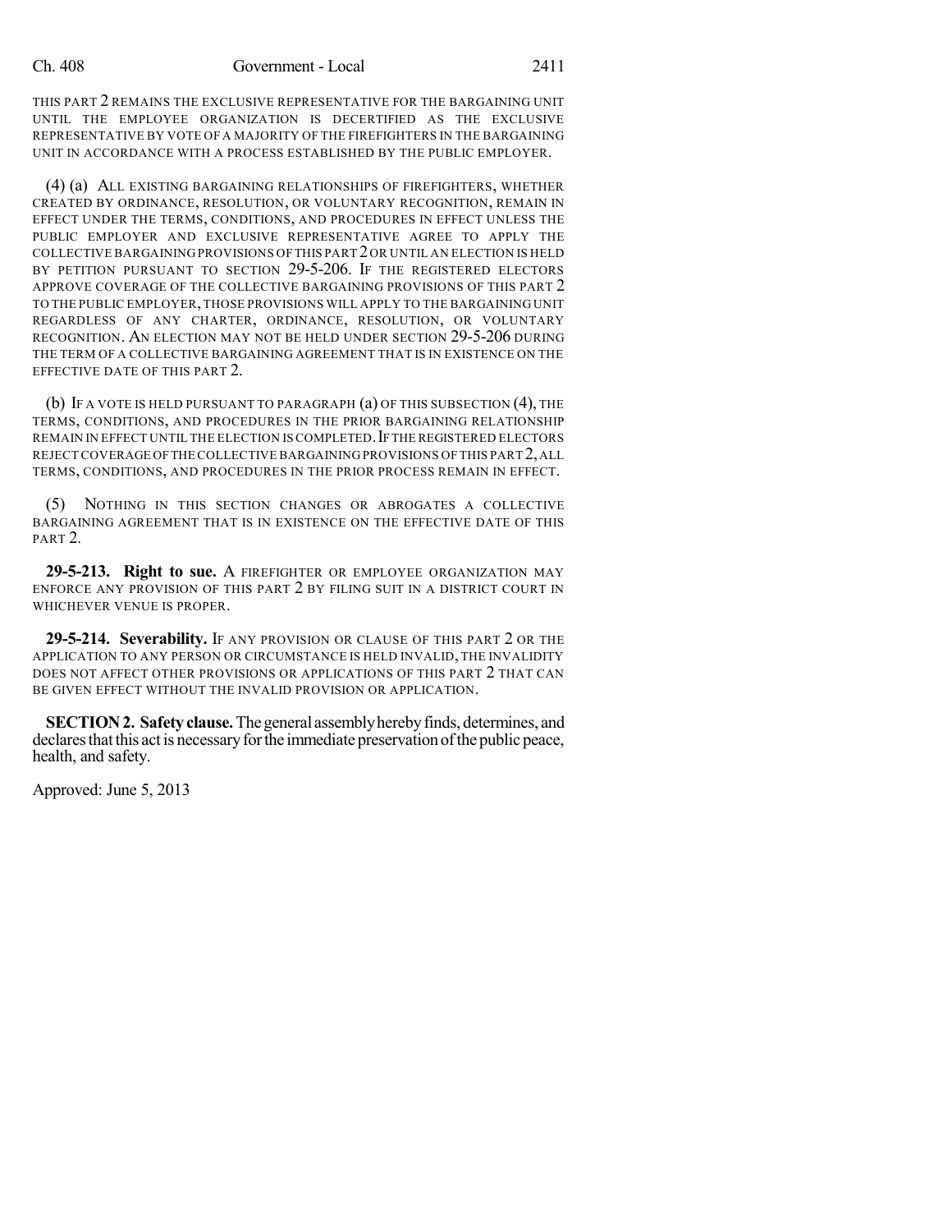THIS PART 2 REMAINS THE EXCLUSIVE REPRESENTATIVE FOR THE BARGAINING UNIT UNTIL THE EMPLOYEE ORGANIZATION IS DECERTIFIED AS THE EXCLUSIVE REPRESENTATIVE BY VOTE OF A MAJORITY OF THE FIREFIGHTERS IN THE BARGAINING UNIT IN ACCORDANCE WITH A PROCESS ESTABLISHED BY THE PUBLIC EMPLOYER.

(4) (a) ALL EXISTING BARGAINING RELATIONSHIPS OF FIREFIGHTERS, WHETHER CREATED BY ORDINANCE, RESOLUTION, OR VOLUNTARY RECOGNITION, REMAIN IN EFFECT UNDER THE TERMS, CONDITIONS, AND PROCEDURES IN EFFECT UNLESS THE PUBLIC EMPLOYER AND EXCLUSIVE REPRESENTATIVE AGREE TO APPLY THE COLLECTIVE BARGAINING PROVISIONS OF THIS PART 2 OR UNTIL AN ELECTION IS HELD BY PETITION PURSUANT TO SECTION 29-5-206. IF THE REGISTERED ELECTORS APPROVE COVERAGE OF THE COLLECTIVE BARGAINING PROVISIONS OF THIS PART 2 TO THE PUBLIC EMPLOYER, THOSE PROVISIONS WILL APPLY TO THE BARGAINING UNIT REGARDLESS OF ANY CHARTER, ORDINANCE, RESOLUTION, OR VOLUNTARY RECOGNITION. AN ELECTION MAY NOT BE HELD UNDER SECTION 29-5-206 DURING THE TERM OF A COLLECTIVE BARGAINING AGREEMENT THAT IS IN EXISTENCE ON THE EFFECTIVE DATE OF THIS PART 2.

(b) IF A VOTE IS HELD PURSUANT TO PARAGRAPH (a) OF THIS SUBSECTION (4), THE TERMS, CONDITIONS, AND PROCEDURES IN THE PRIOR BARGAINING RELATIONSHIP REMAIN IN EFFECT UNTIL THE ELECTION IS COMPLETED. IF THE REGISTERED ELECTORS REJECT COVERAGE OF THE COLLECTIVE BARGAINING PROVISIONS OF THIS PART 2, ALL TERMS, CONDITIONS, AND PROCEDURES IN THE PRIOR PROCESS REMAIN IN EFFECT.

(5) NOTHING IN THIS SECTION CHANGES OR ABROGATES A COLLECTIVE BARGAINING AGREEMENT THAT IS IN EXISTENCE ON THE EFFECTIVE DATE OF THIS PART 2.

**29-5-213. Right to sue.** A FIREFIGHTER OR EMPLOYEE ORGANIZATION MAY ENFORCE ANY PROVISION OF THIS PART 2 BY FILING SUIT IN A DISTRICT COURT IN WHICHEVER VENUE IS PROPER.

**29-5-214. Severability.** IF ANY PROVISION OR CLAUSE OF THIS PART 2 OR THE APPLICATION TO ANY PERSON OR CIRCUMSTANCE IS HELD INVALID, THE INVALIDITY DOES NOT AFFECT OTHER PROVISIONS OR APPLICATIONS OF THIS PART 2 THAT CAN BE GIVEN EFFECT WITHOUT THE INVALID PROVISION OR APPLICATION.

**SECTION 2. Safety clause.** The general assembly hereby finds, determines, and declares that this act is necessary for the immediate preservation of the public peace, health, and safety.

Approved: June 5, 2013